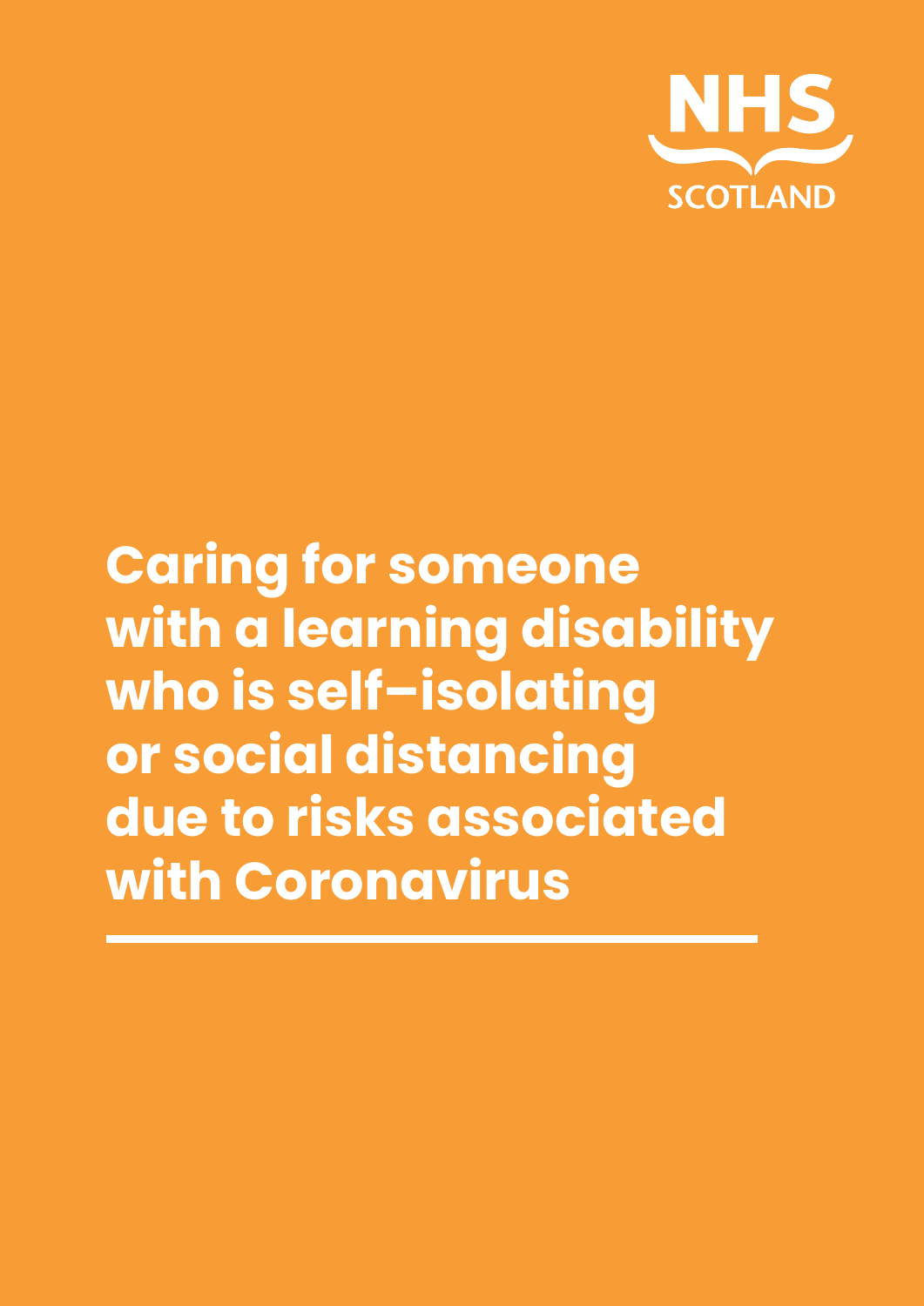NHS SCOTLAND

# Caring for someone with a learning disability who is self-isolating or social distancing due to risks associated with Coronavirus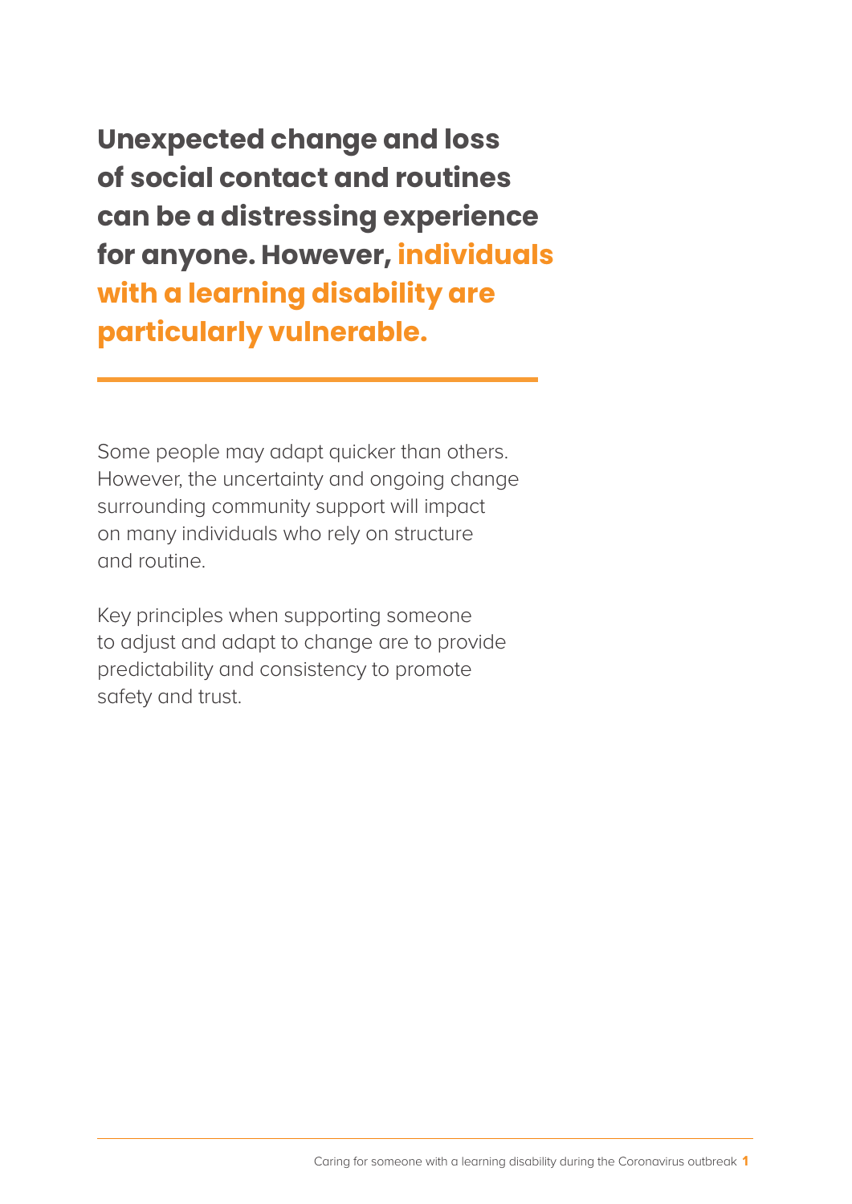**Unexpected change and loss of social contact and routines can be a distressing experience for anyone. However, individuals with a learning disability are particularly vulnerable.**

Some people may adapt quicker than others. However, the uncertainty and ongoing change surrounding community support will impact on many individuals who rely on structure and routine.

Key principles when supporting someone to adjust and adapt to change are to provide predictability and consistency to promote safety and trust.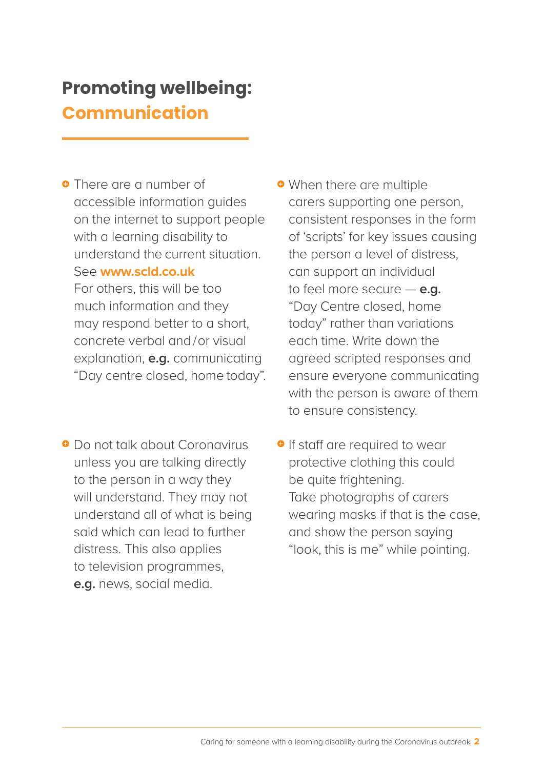# Promoting wellbeing: Communication

- There are a number of accessible information guides on the internet to support people with a learning disability to understand the current situation. See **www.scld.co.uk** For others, this will be too much information and they may respond better to a short, concrete verbal and/or visual explanation, **e.g.** communicating "Day centre closed, home today".

- When there are multiple carers supporting one person, consistent responses in the form of 'scripts' for key issues causing the person a level of distress, can support an individual to feel more secure — **e.g.** "Day Centre closed, home today" rather than variations each time. Write down the agreed scripted responses and ensure everyone communicating with the person is aware of them to ensure consistency.

- Do not talk about Coronavirus unless you are talking directly to the person in a way they will understand. They may not understand all of what is being said which can lead to further distress. This also applies to television programmes, **e.g.** news, social media.

- If staff are required to wear protective clothing this could be quite frightening. Take photographs of carers wearing masks if that is the case, and show the person saying "look, this is me" while pointing.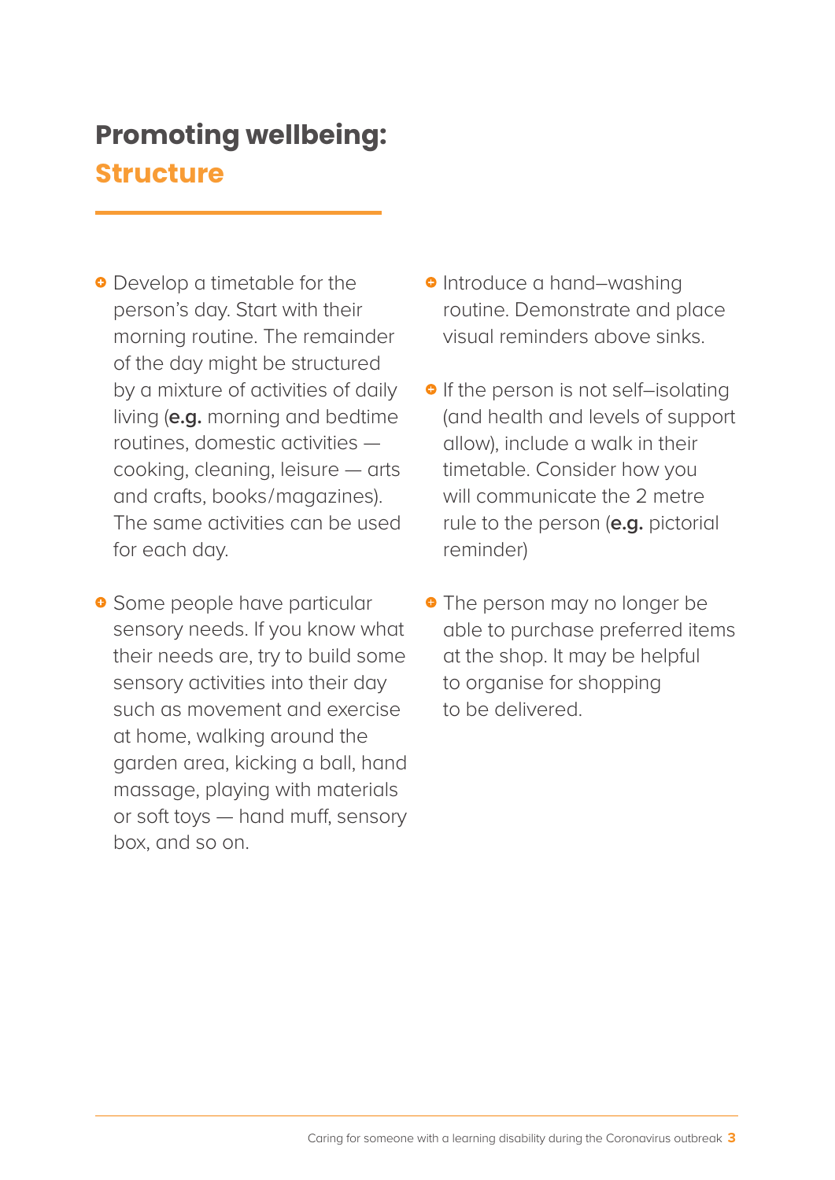# Promoting wellbeing: Structure

- Develop a timetable for the person's day. Start with their morning routine. The remainder of the day might be structured by a mixture of activities of daily living (**e.g.** morning and bedtime routines, domestic activities — cooking, cleaning, leisure — arts and crafts, books/magazines). The same activities can be used for each day.

- Some people have particular sensory needs. If you know what their needs are, try to build some sensory activities into their day such as movement and exercise at home, walking around the garden area, kicking a ball, hand massage, playing with materials or soft toys — hand muff, sensory box, and so on.

- Introduce a hand–washing routine. Demonstrate and place visual reminders above sinks.

- If the person is not self–isolating (and health and levels of support allow), include a walk in their timetable. Consider how you will communicate the 2 metre rule to the person (**e.g.** pictorial reminder)

- The person may no longer be able to purchase preferred items at the shop. It may be helpful to organise for shopping to be delivered.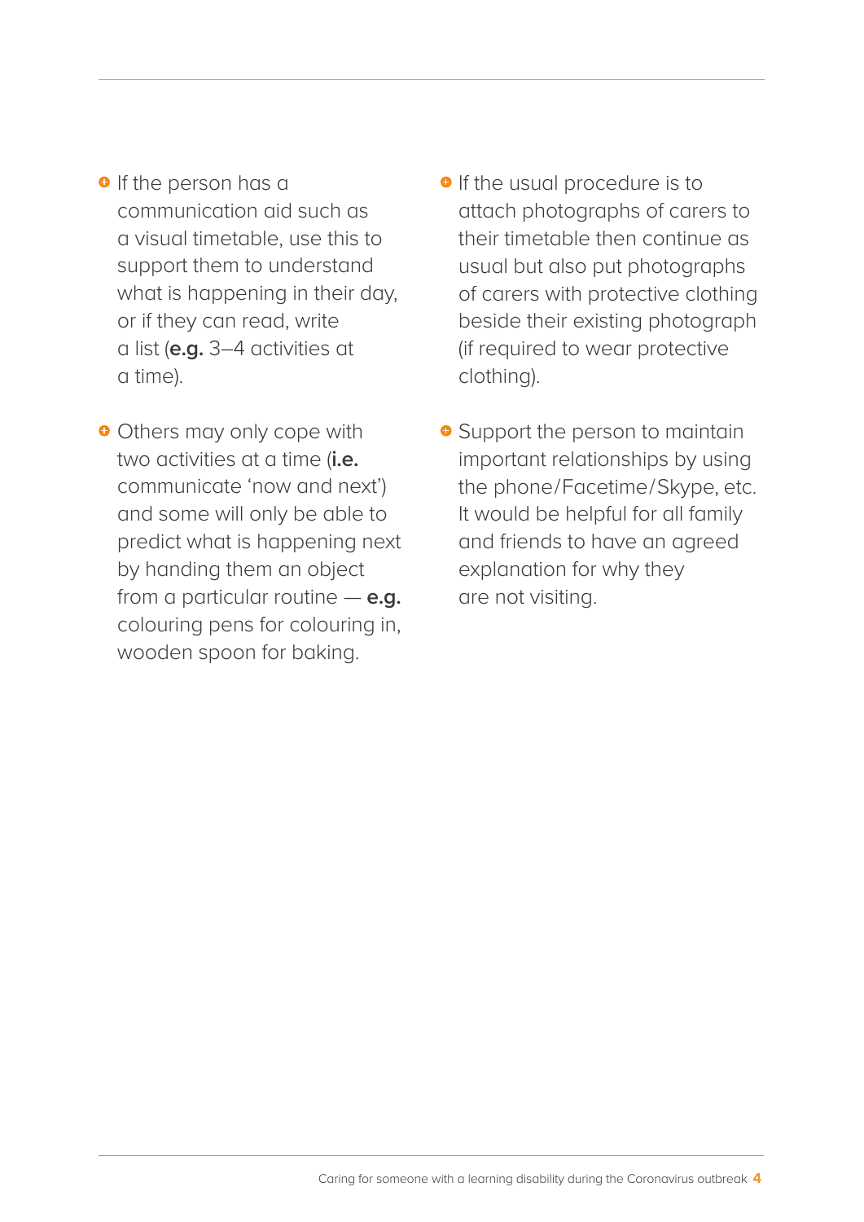- If the person has a communication aid such as a visual timetable, use this to support them to understand what is happening in their day, or if they can read, write a list (**e.g.** 3–4 activities at a time).
- Others may only cope with two activities at a time (**i.e.** communicate 'now and next') and some will only be able to predict what is happening next by handing them an object from a particular routine — **e.g.** colouring pens for colouring in, wooden spoon for baking.
- If the usual procedure is to attach photographs of carers to their timetable then continue as usual but also put photographs of carers with protective clothing beside their existing photograph (if required to wear protective clothing).
- Support the person to maintain important relationships by using the phone/Facetime/Skype, etc. It would be helpful for all family and friends to have an agreed explanation for why they are not visiting.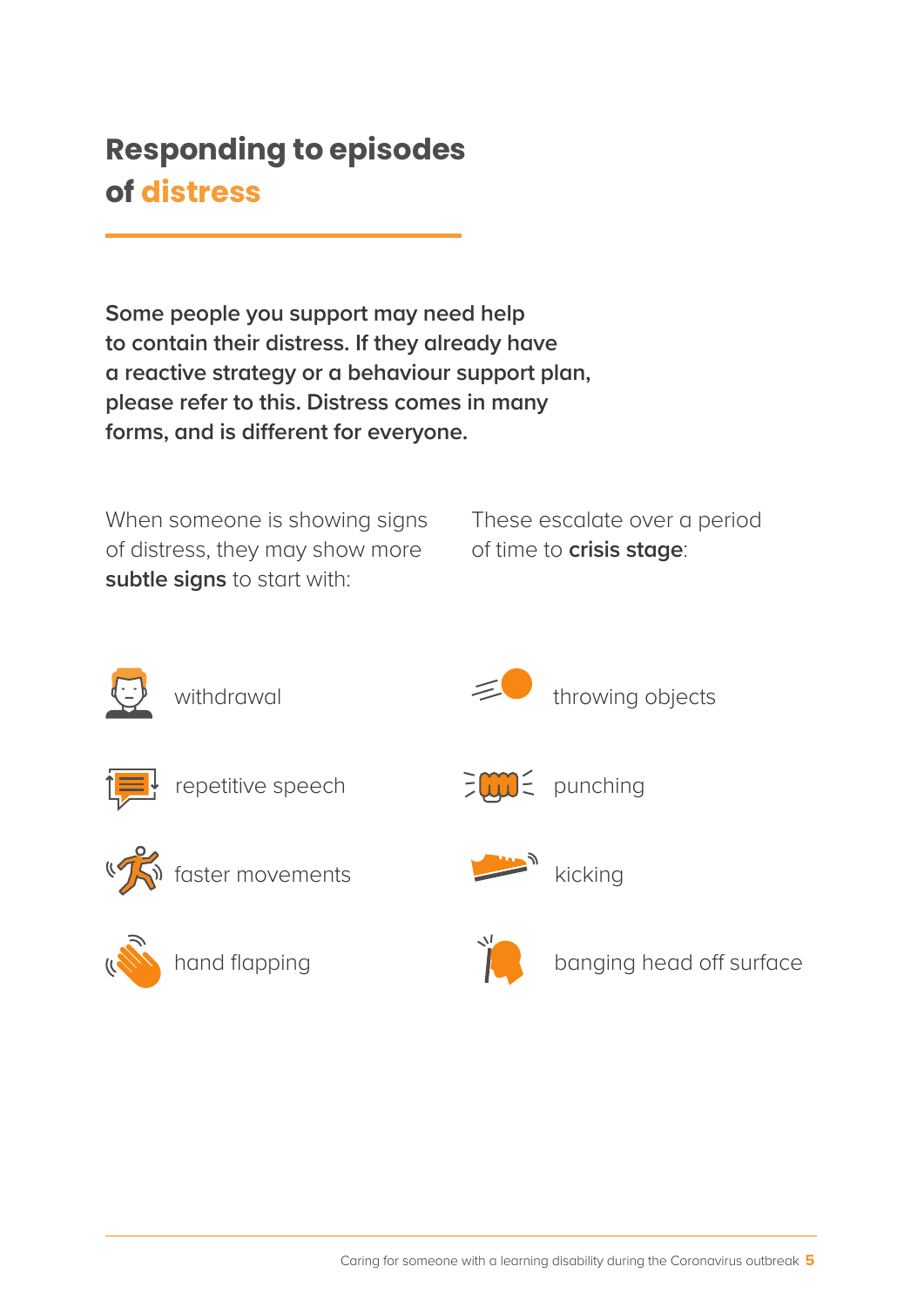# Responding to episodes of distress

**Some people you support may need help to contain their distress. If they already have a reactive strategy or a behaviour support plan, please refer to this. Distress comes in many forms, and is different for everyone.**

When someone is showing signs of distress, they may show more **subtle signs** to start with:

- withdrawal
- repetitive speech
- faster movements
- hand flapping

These escalate over a period of time to **crisis stage**:

- throwing objects
- punching
- kicking
- banging head off surface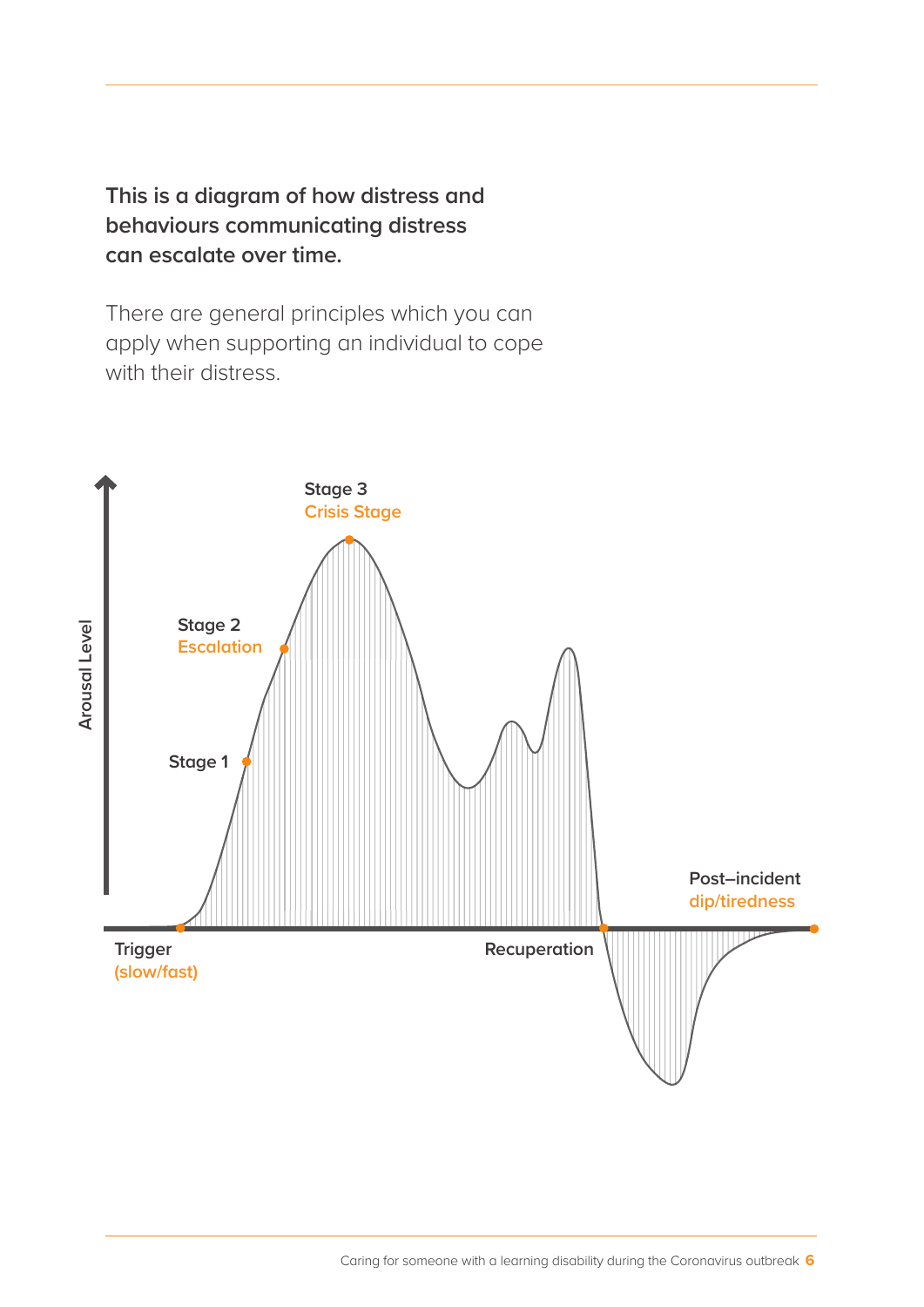**This is a diagram of how distress and behaviours communicating distress can escalate over time.**

There are general principles which you can apply when supporting an individual to cope with their distress.

Stage 3
Crisis Stage

Stage 2
Escalation

Stage 1

Arousal Level

Trigger
(slow/fast)

Recuperation

Post–incident
dip/tiredness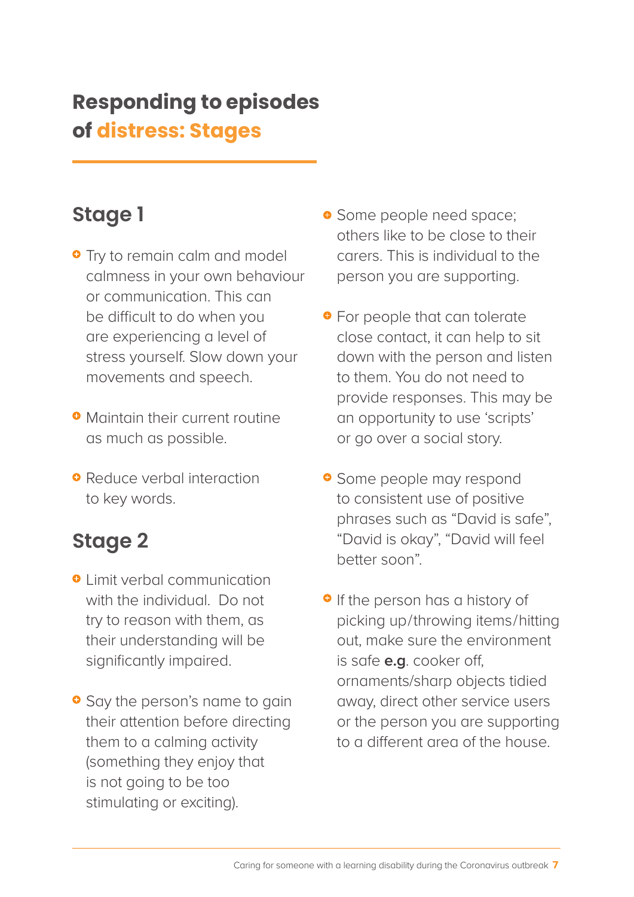# Responding to episodes of distress: Stages

## Stage 1

- Try to remain calm and model calmness in your own behaviour or communication. This can be difficult to do when you are experiencing a level of stress yourself. Slow down your movements and speech.
- Maintain their current routine as much as possible.
- Reduce verbal interaction to key words.

## Stage 2

- Limit verbal communication with the individual. Do not try to reason with them, as their understanding will be significantly impaired.
- Say the person's name to gain their attention before directing them to a calming activity (something they enjoy that is not going to be too stimulating or exciting).
- Some people need space; others like to be close to their carers. This is individual to the person you are supporting.
- For people that can tolerate close contact, it can help to sit down with the person and listen to them. You do not need to provide responses. This may be an opportunity to use 'scripts' or go over a social story.
- Some people may respond to consistent use of positive phrases such as "David is safe", "David is okay", "David will feel better soon".
- If the person has a history of picking up/throwing items/hitting out, make sure the environment is safe **e.g**. cooker off, ornaments/sharp objects tidied away, direct other service users or the person you are supporting to a different area of the house.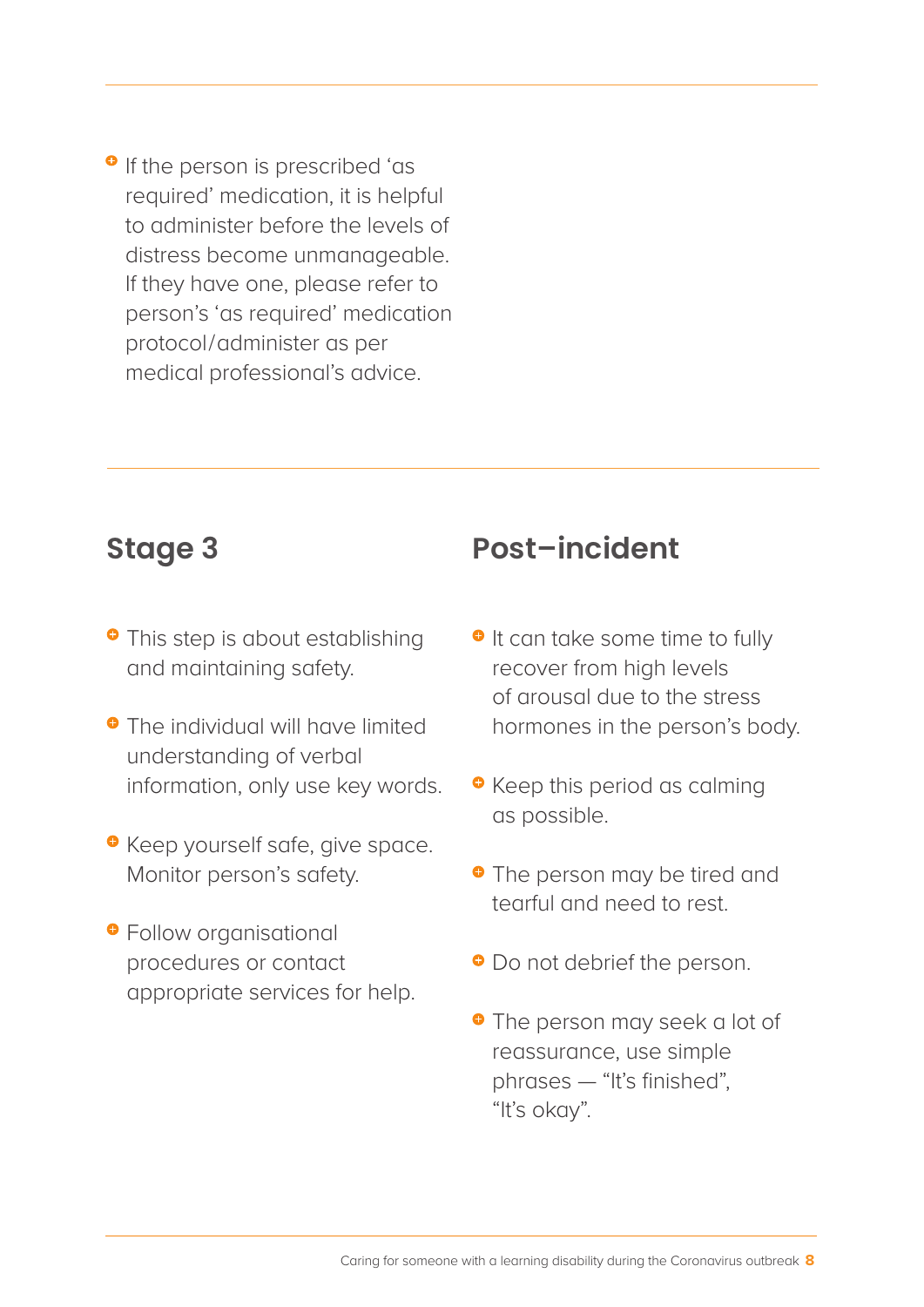- If the person is prescribed 'as required' medication, it is helpful to administer before the levels of distress become unmanageable. If they have one, please refer to person's 'as required' medication protocol/administer as per medical professional's advice.

## Stage 3

- This step is about establishing and maintaining safety.
- The individual will have limited understanding of verbal information, only use key words.
- Keep yourself safe, give space. Monitor person's safety.
- Follow organisational procedures or contact appropriate services for help.

## Post–incident

- It can take some time to fully recover from high levels of arousal due to the stress hormones in the person's body.
- Keep this period as calming as possible.
- The person may be tired and tearful and need to rest.
- Do not debrief the person.
- The person may seek a lot of reassurance, use simple phrases — "It's finished", "It's okay".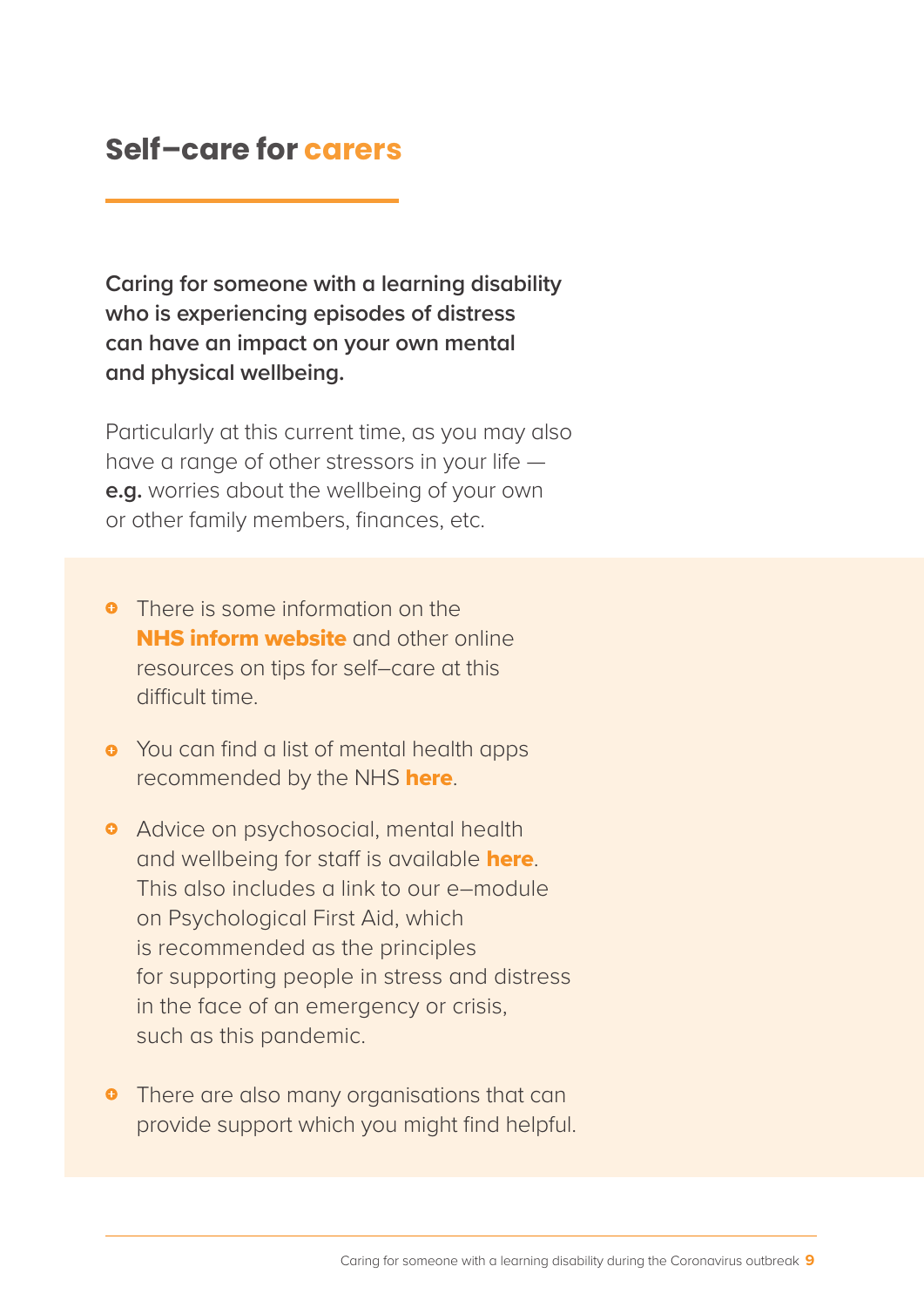## Self–care for carers

**Caring for someone with a learning disability who is experiencing episodes of distress can have an impact on your own mental and physical wellbeing.**

Particularly at this current time, as you may also have a range of other stressors in your life — **e.g.** worries about the wellbeing of your own or other family members, finances, etc.

- There is some information on the **NHS inform website** and other online resources on tips for self–care at this difficult time.
- You can find a list of mental health apps recommended by the NHS **here**.
- Advice on psychosocial, mental health and wellbeing for staff is available **here**. This also includes a link to our e–module on Psychological First Aid, which is recommended as the principles for supporting people in stress and distress in the face of an emergency or crisis, such as this pandemic.
- There are also many organisations that can provide support which you might find helpful.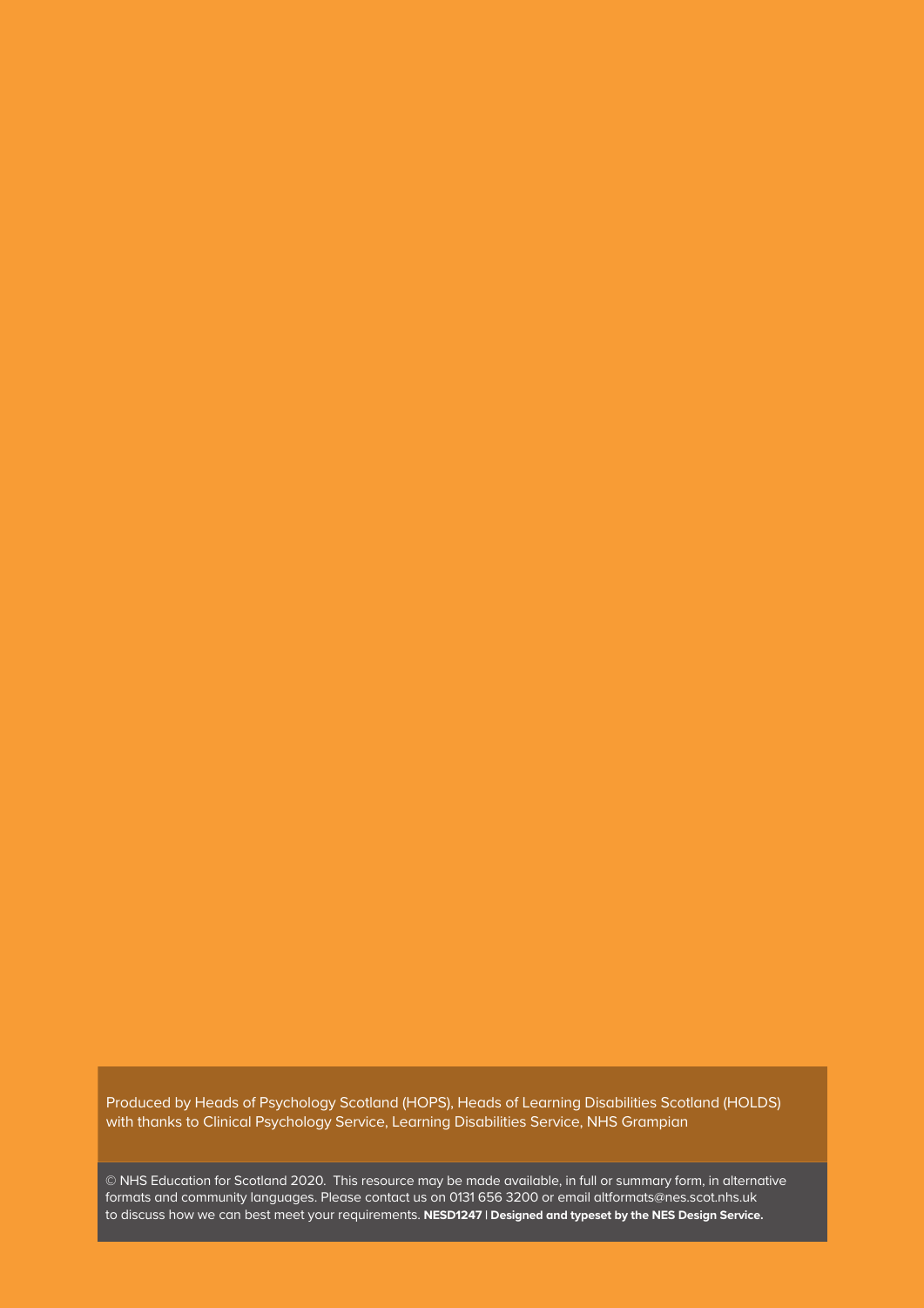Produced by Heads of Psychology Scotland (HOPS), Heads of Learning Disabilities Scotland (HOLDS) with thanks to Clinical Psychology Service, Learning Disabilities Service, NHS Grampian

© NHS Education for Scotland 2020. This resource may be made available, in full or summary form, in alternative formats and community languages. Please contact us on 0131 656 3200 or email altformats@nes.scot.nhs.uk to discuss how we can best meet your requirements. **NESD1247 | Designed and typeset by the NES Design Service.**